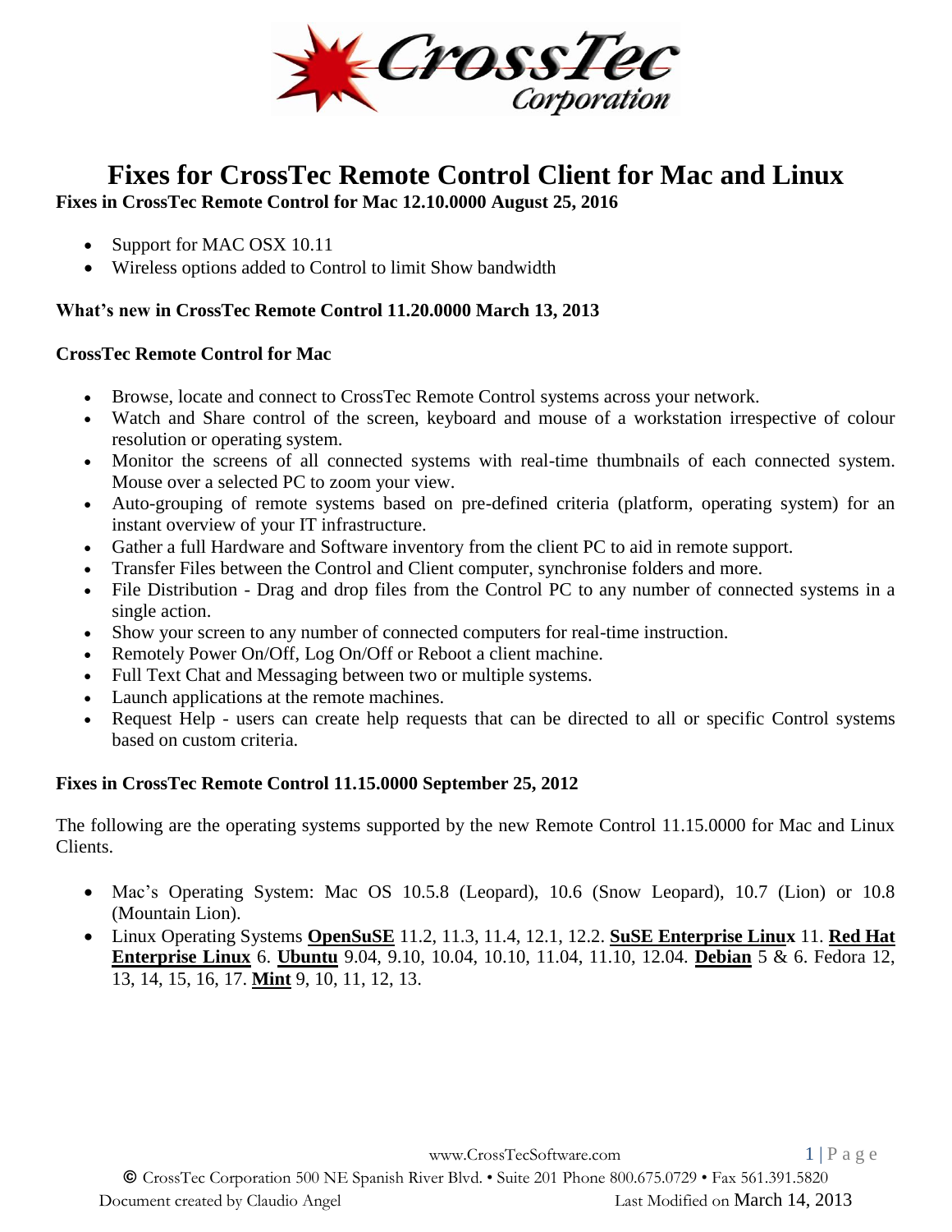# Fixes for CrossTec Remote Control Client for Mac and Linux

**Fixes in CrossTec Remote Control for Mac 12.10.0000 August 25, 2016**

- Support for MAC OSX 10.11
- Wireless options added to Control to limit Show bandwidth

**What's new in CrossTec Remote Control 11.20.0000 March 13, 2013**

**CrossTec Remote Control for Mac**

- Browse, locate and connect to CrossTec Remote Control systems across your network.
- Watch and Share control of the screen, keyboard and mouse of a workstation irrespective of colour resolution or operating system.
- Monitor the screens of all connected systems with real-time thumbnails of each connected system. Mouse over a selected PC to zoom your view.
- Auto-grouping of remote systems based on pre-defined criteria (platform, operating system) for an instant overview of your IT infrastructure.
- Gather a full Hardware and Software inventory from the client PC to aid in remote support.
- Transfer Files between the Control and Client computer, synchronise folders and more.
- File Distribution - Drag and drop files from the Control PC to any number of connected systems in a single action.
- Show your screen to any number of connected computers for real-time instruction.
- Remotely Power On/Off, Log On/Off or Reboot a client machine.
- Full Text Chat and Messaging between two or multiple systems.
- Launch applications at the remote machines.
- Request Help - users can create help requests that can be directed to all or specific Control systems based on custom criteria.

**Fixes in CrossTec Remote Control 11.15.0000 September 25, 2012**

The following are the operating systems supported by the new Remote Control 11.15.0000 for Mac and Linux Clients.

- Mac's Operating System: Mac OS 10.5.8 (Leopard), 10.6 (Snow Leopard), 10.7 (Lion) or 10.8 (Mountain Lion).
- Linux Operating Systems **OpenSuSE** 11.2, 11.3, 11.4, 12.1, 12.2. **SuSE Enterprise Linux** 11. **Red Hat Enterprise Linux** 6. **Ubuntu** 9.04, 9.10, 10.04, 10.10, 11.04, 11.10, 12.04. **Debian** 5 & 6. Fedora 12, 13, 14, 15, 16, 17. **Mint** 9, 10, 11, 12, 13.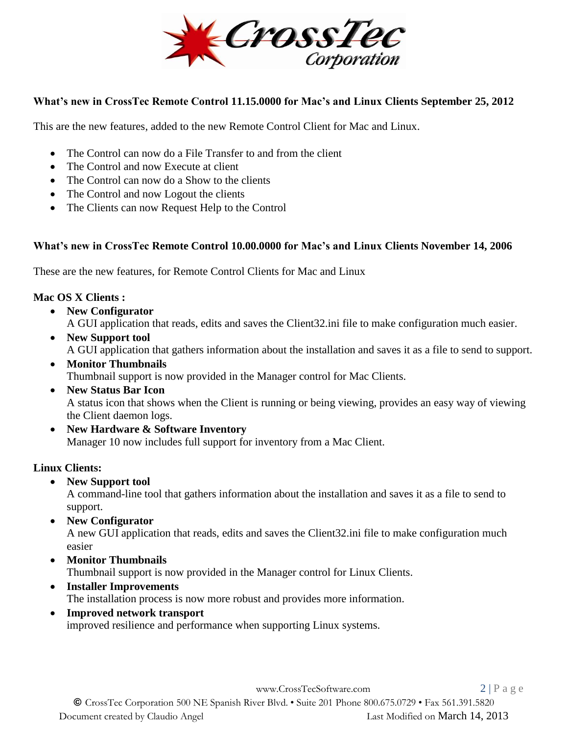**What's new in CrossTec Remote Control 11.15.0000 for Mac's and Linux Clients September 25, 2012**

This are the new features, added to the new Remote Control Client for Mac and Linux.

- The Control can now do a File Transfer to and from the client
- The Control and now Execute at client
- The Control can now do a Show to the clients
- The Control and now Logout the clients
- The Clients can now Request Help to the Control

**What's new in CrossTec Remote Control 10.00.0000 for Mac's and Linux Clients November 14, 2006**

These are the new features, for Remote Control Clients for Mac and Linux

**Mac OS X Clients :**

- **New Configurator**
  A GUI application that reads, edits and saves the Client32.ini file to make configuration much easier.
- **New Support tool**
  A GUI application that gathers information about the installation and saves it as a file to send to support.
- **Monitor Thumbnails**
  Thumbnail support is now provided in the Manager control for Mac Clients.
- **New Status Bar Icon**
  A status icon that shows when the Client is running or being viewing, provides an easy way of viewing the Client daemon logs.
- **New Hardware & Software Inventory**
  Manager 10 now includes full support for inventory from a Mac Client.

**Linux Clients:**

- **New Support tool**
  A command-line tool that gathers information about the installation and saves it as a file to send to support.
- **New Configurator**
  A new GUI application that reads, edits and saves the Client32.ini file to make configuration much easier
- **Monitor Thumbnails**
  Thumbnail support is now provided in the Manager control for Linux Clients.
- **Installer Improvements**
  The installation process is now more robust and provides more information.
- **Improved network transport**
  improved resilience and performance when supporting Linux systems.